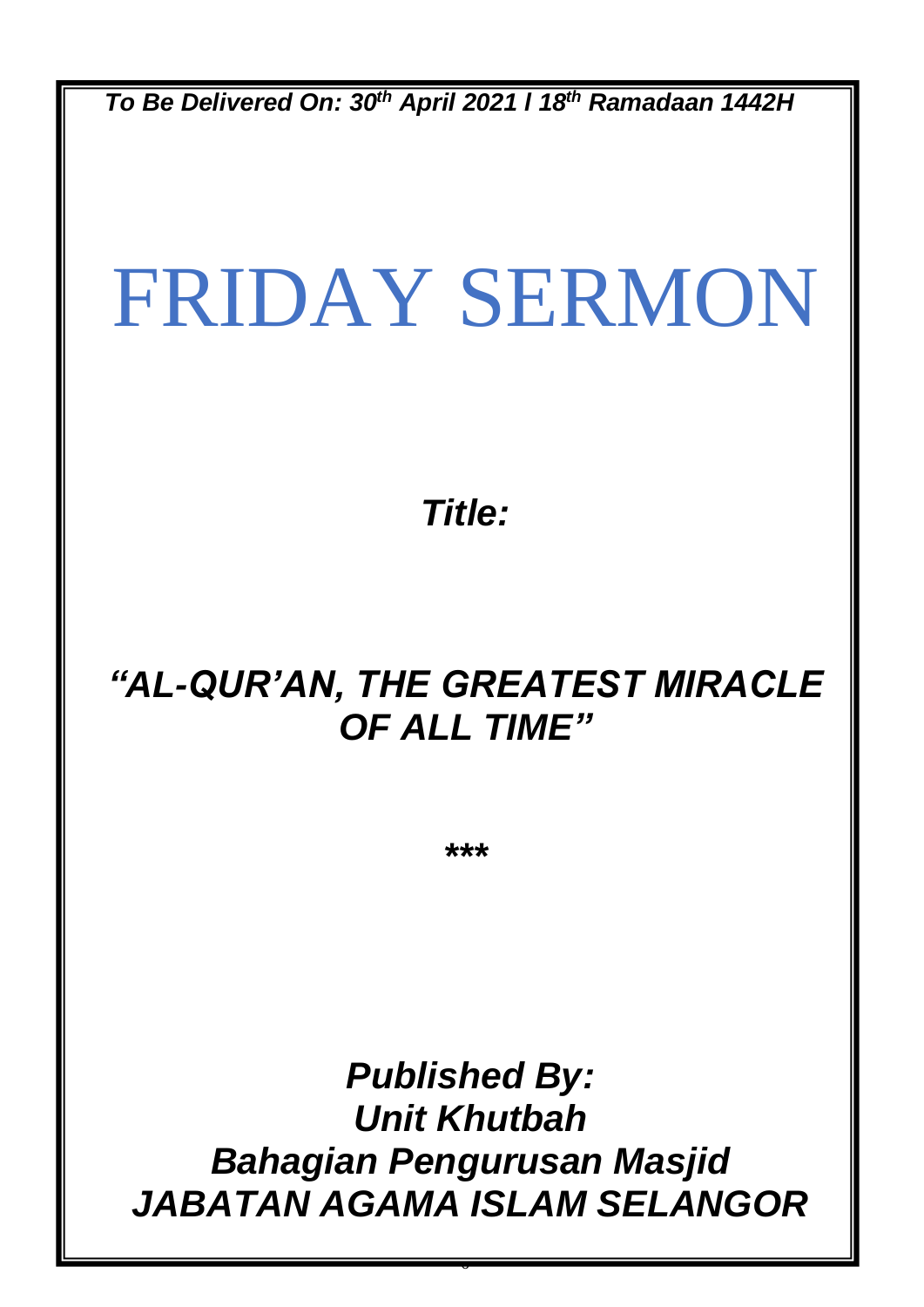*To Be Delivered On: 30th April 2021 / 18th Ramadaan 1442H*

# FRIDAY SERMON

***Title:***

## ***"AL-QUR'AN, THE GREATEST MIRACLE OF ALL TIME"***

*****

***Published By:***
***Unit Khutbah***
***Bahagian Pengurusan Masjid***
***JABATAN AGAMA ISLAM SELANGOR***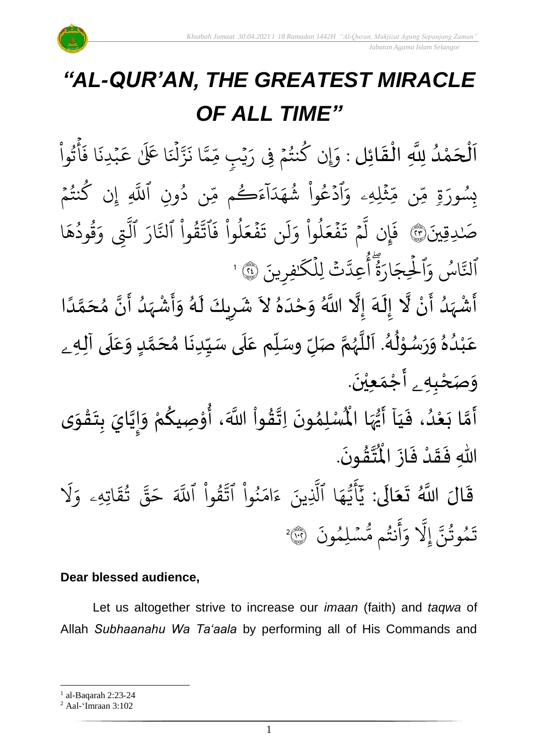# *"AL-QUR'AN, THE GREATEST MIRACLE OF ALL TIME"*

اَلْحَمْدُ لِلَّهِ الْقَائِل : وَإِن كُنتُمْ فِي رَيْبٍ مِّمَّا نَزَّلْنَا عَلَىٰ عَبْدِنَا فَأْتُوا۟ بِسُورَةٍ مِّن مِّثْلِهِۦ وَٱدْعُوا۟ شُهَدَآءَكُم مِّن دُونِ ٱللَّهِ إِن كُنتُمْ صَٰدِقِينَ ﴿٢٣﴾ فَإِن لَّمْ تَفْعَلُوا۟ وَلَن تَفْعَلُوا۟ فَٱتَّقُوا۟ ٱلنَّارَ ٱلَّتِي وَقُودُهَا ٱلنَّاسُ وَٱلْحِجَارَةُ ۖ أُعِدَّتْ لِلْكَٰفِرِينَ ﴿٢٤﴾ [1]

أَشْهَدُ أَنْ لَّا إِلَهَ إِلَّا اللَّهُ وَحْدَهُ لاَ شَرِيكَ لَهُ وَأَشْهَدُ أَنَّ مُحَمَّدًا عَبْدُهُ وَرَسُوْلُهُ. اَللَّهُمَّ صَلِّ وسَلِّم عَلَى سَيِّدِنَا مُحَمَّدٍ وَعَلَى آلِهِۦ وَصَحْبِهِۦ أَجْمَعِيْنَ.

أَمَّا بَعْدُ، فَيَا أَيُّهَا الْمُسْلِمُونَ اِتَّقُواْ اللَّهَ، أُوْصِيكُمْ وَإِيَّايَ بِتَقْوَى اللهِ فَقَدْ فَازَ الْمُتَّقُونَ.

قَالَ اللَّهُ تَعَالَى: يَٰٓأَيُّهَا ٱلَّذِينَ ءَامَنُوا۟ ٱتَّقُوا۟ ٱللَّهَ حَقَّ تُقَاتِهِۦ وَلَا تَمُوتُنَّ إِلَّا وَأَنتُم مُّسْلِمُونَ ﴿١٠٢﴾ [2]

**Dear blessed audience,**

Let us altogether strive to increase our *imaan* (faith) and *taqwa* of Allah *Subhaanahu Wa Ta'aala* by performing all of His Commands and

---

[1] al-Baqarah 2:23-24
[2] Aal-'Imraan 3:102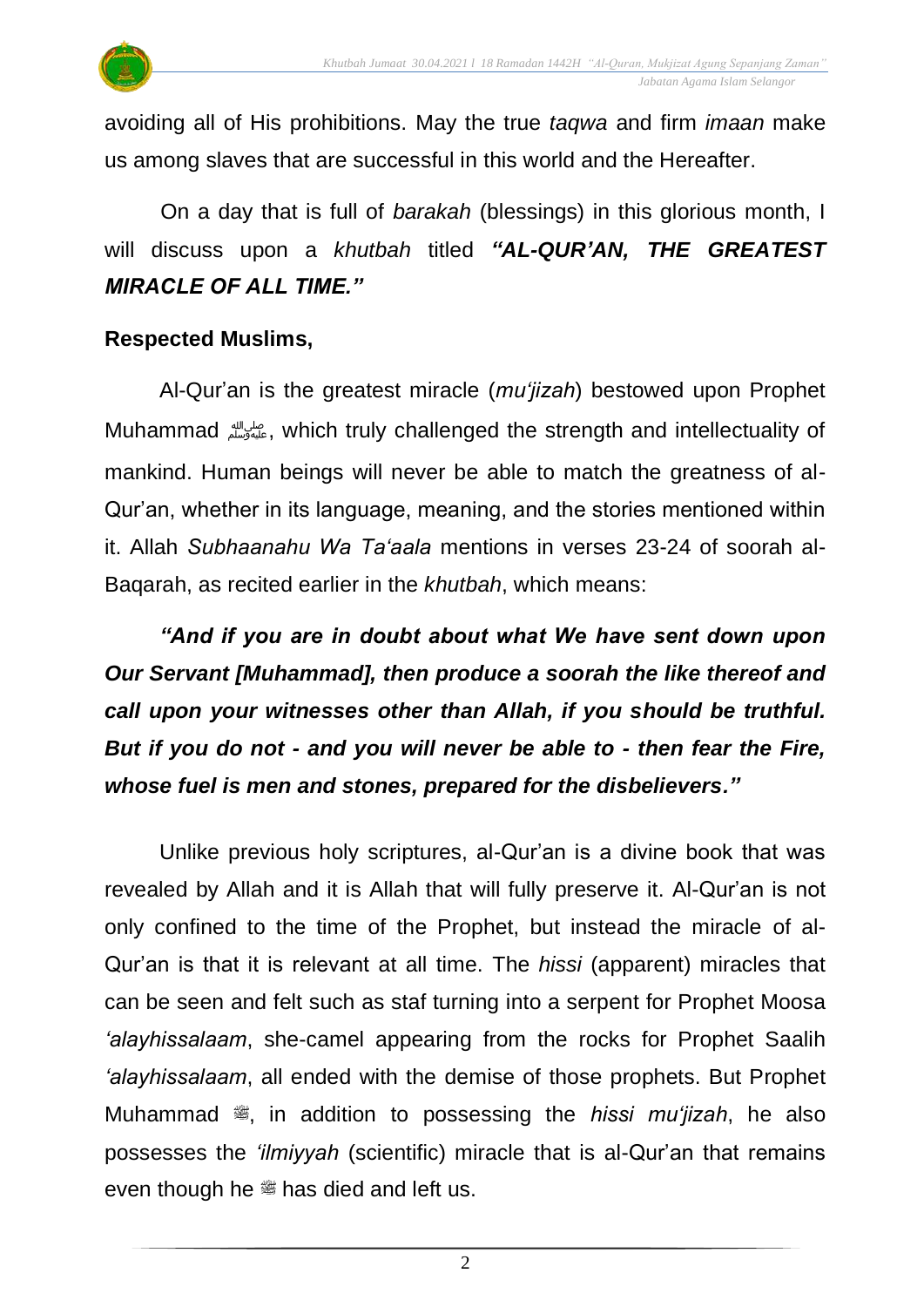avoiding all of His prohibitions. May the true *taqwa* and firm *imaan* make us among slaves that are successful in this world and the Hereafter.

On a day that is full of *barakah* (blessings) in this glorious month, I will discuss upon a *khutbah* titled ***"AL-QUR'AN, THE GREATEST MIRACLE OF ALL TIME."***

**Respected Muslims,**

Al-Qur'an is the greatest miracle (*mu'jizah*) bestowed upon Prophet Muhammad ﷺ, which truly challenged the strength and intellectuality of mankind. Human beings will never be able to match the greatness of al-Qur'an, whether in its language, meaning, and the stories mentioned within it. Allah *Subhaanahu Wa Ta'aala* mentions in verses 23-24 of soorah al-Baqarah, as recited earlier in the *khutbah*, which means:

***"And if you are in doubt about what We have sent down upon Our Servant [Muhammad], then produce a soorah the like thereof and call upon your witnesses other than Allah, if you should be truthful. But if you do not - and you will never be able to - then fear the Fire, whose fuel is men and stones, prepared for the disbelievers."***

Unlike previous holy scriptures, al-Qur'an is a divine book that was revealed by Allah and it is Allah that will fully preserve it. Al-Qur'an is not only confined to the time of the Prophet, but instead the miracle of al-Qur'an is that it is relevant at all time. The *hissi* (apparent) miracles that can be seen and felt such as staf turning into a serpent for Prophet Moosa *'alayhissalaam*, she-camel appearing from the rocks for Prophet Saalih *'alayhissalaam*, all ended with the demise of those prophets. But Prophet Muhammad ﷺ, in addition to possessing the *hissi mu'jizah*, he also possesses the *'ilmiyyah* (scientific) miracle that is al-Qur'an that remains even though he ﷺ has died and left us.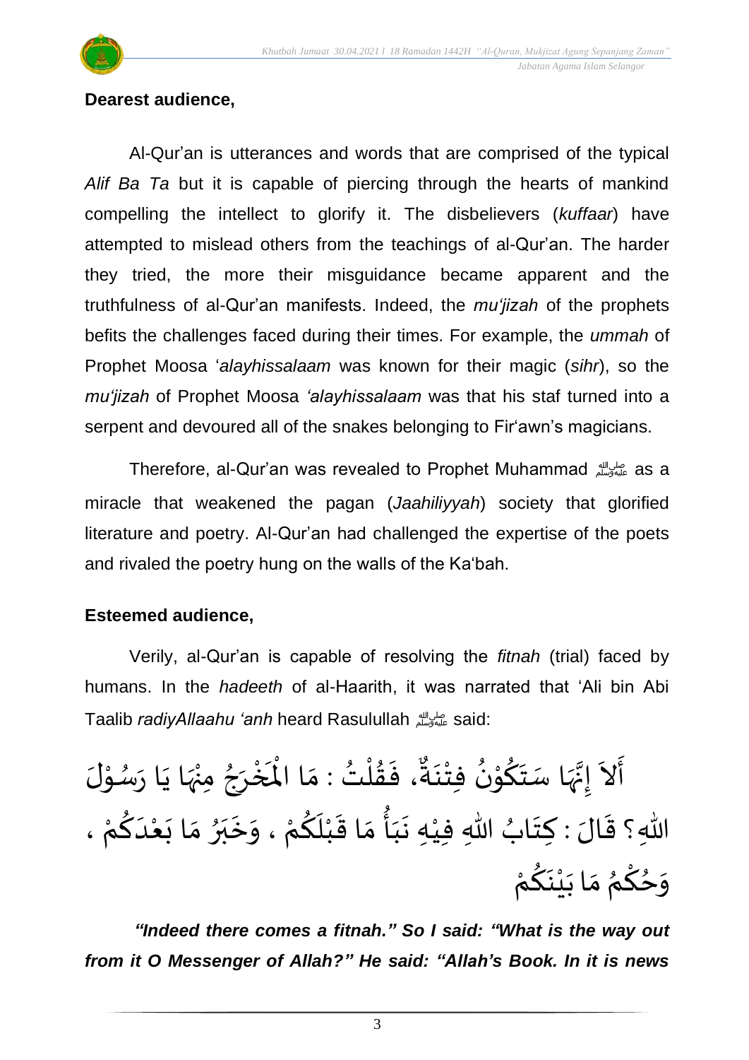**Dearest audience,**

Al-Qur'an is utterances and words that are comprised of the typical *Alif Ba Ta* but it is capable of piercing through the hearts of mankind compelling the intellect to glorify it. The disbelievers (*kuffaar*) have attempted to mislead others from the teachings of al-Qur'an. The harder they tried, the more their misguidance became apparent and the truthfulness of al-Qur'an manifests. Indeed, the *mu'jizah* of the prophets befits the challenges faced during their times. For example, the *ummah* of Prophet Moosa '*alayhissalaam* was known for their magic (*sihr*), so the *mu'jizah* of Prophet Moosa *'alayhissalaam* was that his staf turned into a serpent and devoured all of the snakes belonging to Fir'awn's magicians.

Therefore, al-Qur'an was revealed to Prophet Muhammad ﷺ as a miracle that weakened the pagan (*Jaahiliyyah*) society that glorified literature and poetry. Al-Qur'an had challenged the expertise of the poets and rivaled the poetry hung on the walls of the Ka'bah.

**Esteemed audience,**

Verily, al-Qur'an is capable of resolving the *fitnah* (trial) faced by humans. In the *hadeeth* of al-Haarith, it was narrated that 'Ali bin Abi Taalib *radiyAllaahu 'anh* heard Rasulullah ﷺ said:

أَلاَ إِنَّهَا سَتَكُوْنُ فِتْنَةٌ، فَقُلْتُ : مَا الْمَخْرَجُ مِنْهَا يَا رَسُوْلَ اللهِ؟ قَالَ : كِتَابُ اللهِ فِيْهِ نَبَأُ مَا قَبْلَكُمْ ، وَخَبَرُ مَا بَعْدَكُمْ ، وَحُكْمُ مَا بَيْنَكُمْ

***"Indeed there comes a fitnah." So I said: "What is the way out from it O Messenger of Allah?" He said: "Allah's Book. In it is news***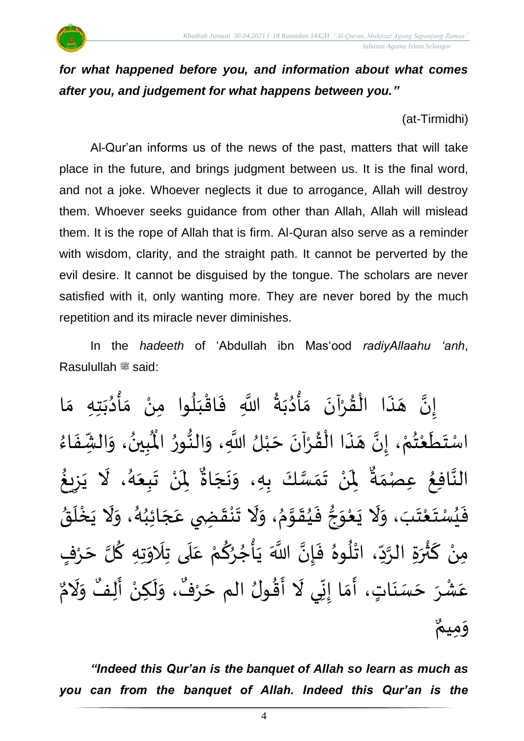***for what happened before you, and information about what comes after you, and judgement for what happens between you."***

(at-Tirmidhi)

Al-Qur'an informs us of the news of the past, matters that will take place in the future, and brings judgment between us. It is the final word, and not a joke. Whoever neglects it due to arrogance, Allah will destroy them. Whoever seeks guidance from other than Allah, Allah will mislead them. It is the rope of Allah that is firm. Al-Quran also serve as a reminder with wisdom, clarity, and the straight path. It cannot be perverted by the evil desire. It cannot be disguised by the tongue. The scholars are never satisfied with it, only wanting more. They are never bored by the much repetition and its miracle never diminishes.

In the *hadeeth* of 'Abdullah ibn Mas'ood *radiyAllaahu 'anh*, Rasulullah ﷺ said:

إِنَّ هَذَا الْقُرْآنَ مَأْدُبَةُ اللَّهِ فَاقْبَلُوا مِنْ مَأْدُبَتِهِ مَا اسْتَطَعْتُمْ، إِنَّ هَذَا الْقُرْآنَ حَبْلُ اللَّهِ، وَالنُّورُ الْمُبِينُ، وَالشِّفَاءُ النَّافِعُ عِصْمَةٌ لِمَنْ تَمَسَّكَ بِهِ، وَنَجَاةٌ لِمَنْ تَبِعَهُ، لَا يَزِيغُ فَيُسْتَعْتَبَ، وَلَا يَعْوَجُّ فَيُقَوَّمُ، وَلَا تَنْقَضِي عَجَائِبُهُ، وَلَا يَخْلَقُ مِنْ كَثْرَةِ الرَّدِّ، اتْلُوهُ فَإِنَّ اللَّهَ يَأْجُرُكُمْ عَلَى تِلَاوَتِهِ كُلَّ حَرْفٍ عَشْرَ حَسَنَاتٍ، أَمَا إِنِّي لَا أَقُولُ الم حَرْفٌ، وَلَكِنْ أَلِفٌ وَلَامٌ وَمِيمٌ

***"Indeed this Qur'an is the banquet of Allah so learn as much as you can from the banquet of Allah. Indeed this Qur'an is the***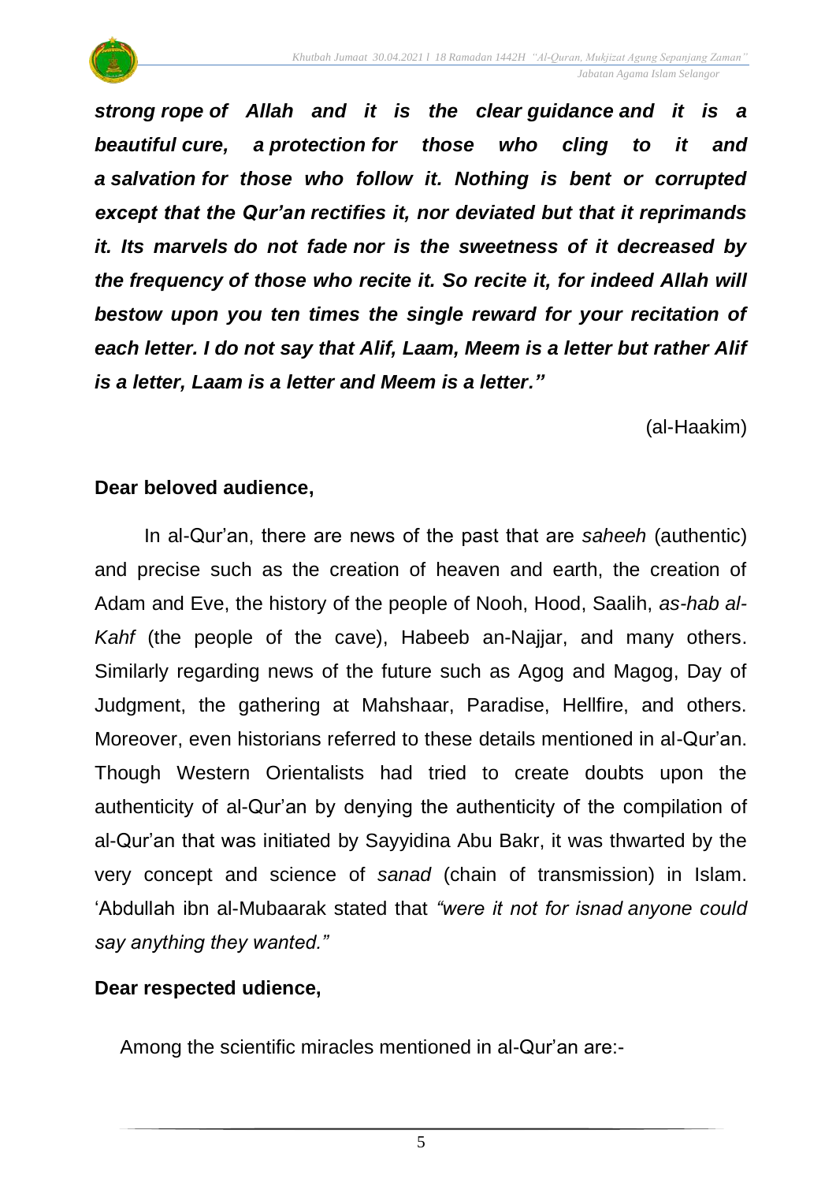***strong rope of Allah and it is the clear guidance and it is a beautiful cure, a protection for those who cling to it and a salvation for those who follow it. Nothing is bent or corrupted except that the Qur'an rectifies it, nor deviated but that it reprimands it. Its marvels do not fade nor is the sweetness of it decreased by the frequency of those who recite it. So recite it, for indeed Allah will bestow upon you ten times the single reward for your recitation of each letter. I do not say that Alif, Laam, Meem is a letter but rather Alif is a letter, Laam is a letter and Meem is a letter."***

(al-Haakim)

**Dear beloved audience,**

In al-Qur'an, there are news of the past that are *saheeh* (authentic) and precise such as the creation of heaven and earth, the creation of Adam and Eve, the history of the people of Nooh, Hood, Saalih, *as-hab al-Kahf* (the people of the cave), Habeeb an-Najjar, and many others. Similarly regarding news of the future such as Agog and Magog, Day of Judgment, the gathering at Mahshaar, Paradise, Hellfire, and others. Moreover, even historians referred to these details mentioned in al-Qur'an. Though Western Orientalists had tried to create doubts upon the authenticity of al-Qur'an by denying the authenticity of the compilation of al-Qur'an that was initiated by Sayyidina Abu Bakr, it was thwarted by the very concept and science of *sanad* (chain of transmission) in Islam. 'Abdullah ibn al-Mubaarak stated that *"were it not for isnad anyone could say anything they wanted."*

**Dear respected udience,**

Among the scientific miracles mentioned in al-Qur'an are:-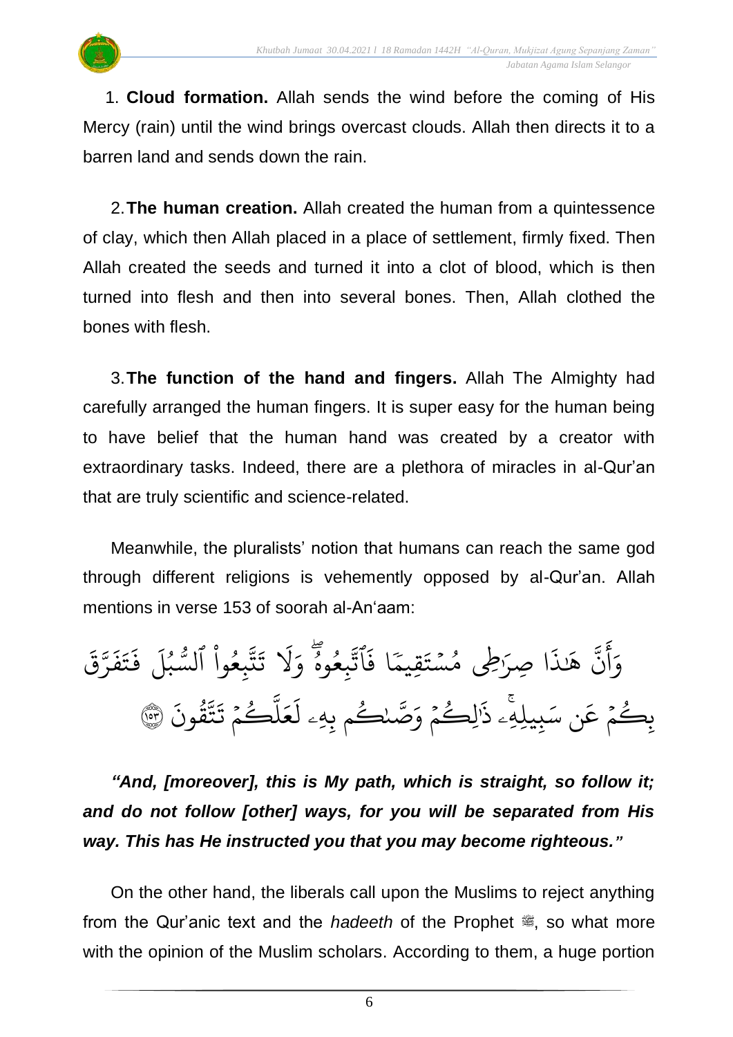1. **Cloud formation.** Allah sends the wind before the coming of His Mercy (rain) until the wind brings overcast clouds. Allah then directs it to a barren land and sends down the rain.

2. **The human creation.** Allah created the human from a quintessence of clay, which then Allah placed in a place of settlement, firmly fixed. Then Allah created the seeds and turned it into a clot of blood, which is then turned into flesh and then into several bones. Then, Allah clothed the bones with flesh.

3. **The function of the hand and fingers.** Allah The Almighty had carefully arranged the human fingers. It is super easy for the human being to have belief that the human hand was created by a creator with extraordinary tasks. Indeed, there are a plethora of miracles in al-Qur'an that are truly scientific and science-related.

Meanwhile, the pluralists' notion that humans can reach the same god through different religions is vehemently opposed by al-Qur'an. Allah mentions in verse 153 of soorah al-An'aam:

وَأَنَّ هَٰذَا صِرَٰطِي مُسۡتَقِيمٗا فَٱتَّبِعُوهُۖ وَلَا تَتَّبِعُواْ ٱلسُّبُلَ فَتَفَرَّقَ بِكُمۡ عَن سَبِيلِهِۦۚ ذَٰلِكُمۡ وَصَّىٰكُم بِهِۦ لَعَلَّكُمۡ تَتَّقُونَ ﴿١٥٣﴾

***"And, [moreover], this is My path, which is straight, so follow it; and do not follow [other] ways, for you will be separated from His way. This has He instructed you that you may become righteous."***

On the other hand, the liberals call upon the Muslims to reject anything from the Qur'anic text and the *hadeeth* of the Prophet ﷺ, so what more with the opinion of the Muslim scholars. According to them, a huge portion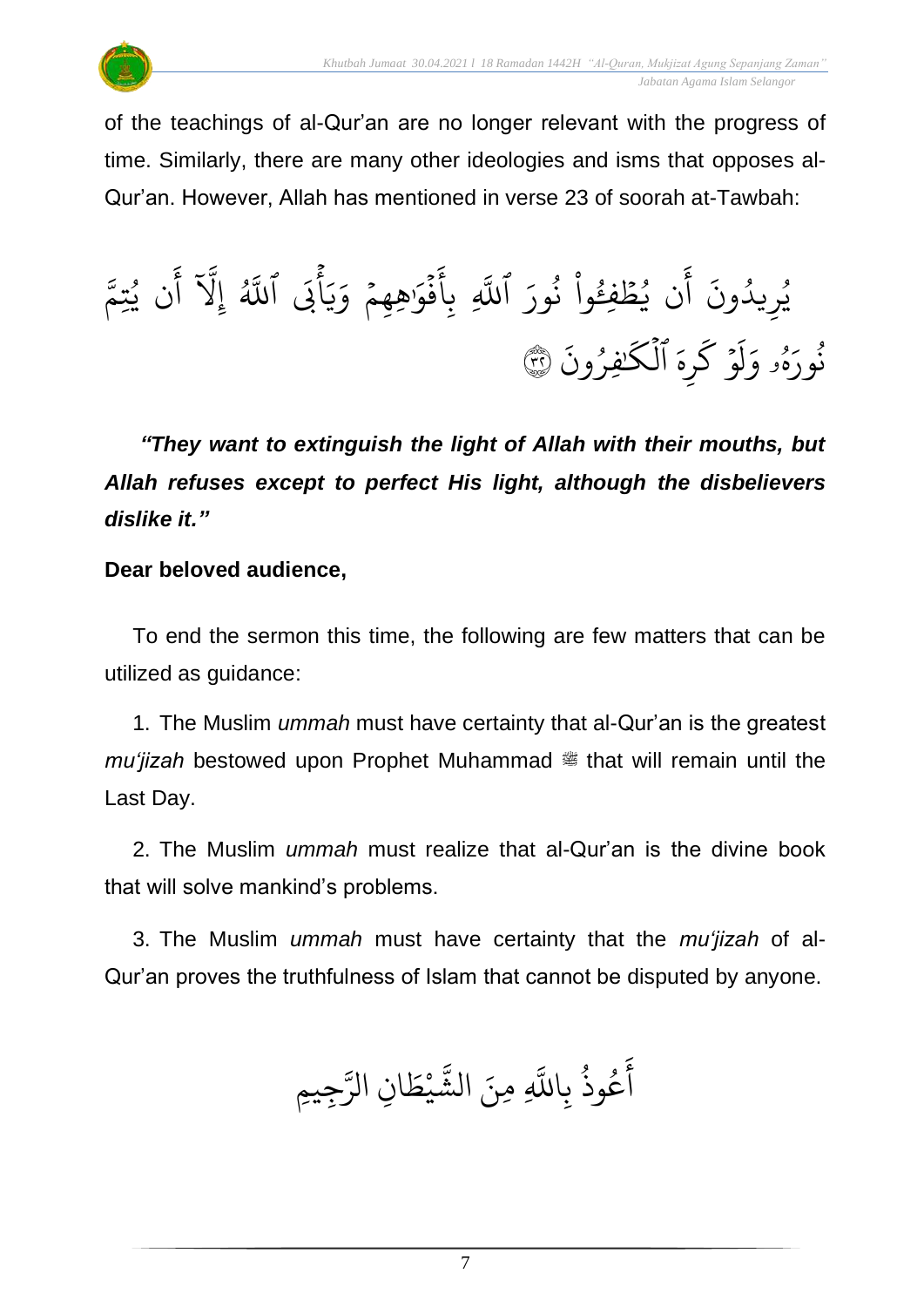of the teachings of al-Qur'an are no longer relevant with the progress of time. Similarly, there are many other ideologies and isms that opposes al-Qur'an. However, Allah has mentioned in verse 23 of soorah at-Tawbah:

يُرِيدُونَ أَن يُطۡفِـُٔواْ نُورَ ٱللَّهِ بِأَفۡوَٰهِهِمۡ وَيَأۡبَى ٱللَّهُ إِلَّآ أَن يُتِمَّ نُورَهُۥ وَلَوۡ كَرِهَ ٱلۡكَٰفِرُونَ ٣٢

***"They want to extinguish the light of Allah with their mouths, but Allah refuses except to perfect His light, although the disbelievers dislike it."***

**Dear beloved audience,**

To end the sermon this time, the following are few matters that can be utilized as guidance:

1. The Muslim *ummah* must have certainty that al-Qur'an is the greatest *mu'jizah* bestowed upon Prophet Muhammad ﷺ that will remain until the Last Day.

2. The Muslim *ummah* must realize that al-Qur'an is the divine book that will solve mankind's problems.

3. The Muslim *ummah* must have certainty that the *mu'jizah* of al-Qur'an proves the truthfulness of Islam that cannot be disputed by anyone.

أَعُوذُ بِاللَّهِ مِنَ الشَّيْطَانِ الرَّجِيمِ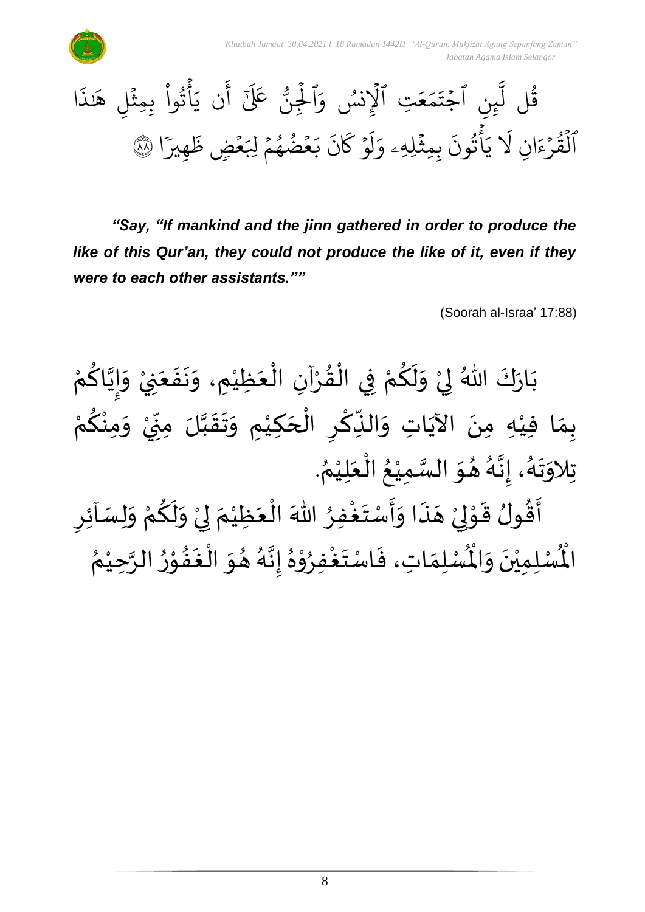قُل لَّئِنِ ٱجۡتَمَعَتِ ٱلۡإِنسُ وَٱلۡجِنُّ عَلَىٰٓ أَن يَأۡتُواْ بِمِثۡلِ هَٰذَا ٱلۡقُرۡءَانِ لَا يَأۡتُونَ بِمِثۡلِهِۦ وَلَوۡ كَانَ بَعۡضُهُمۡ لِبَعۡضٖ ظَهِيرٗا ﴿٨٨﴾

***"Say, "If mankind and the jinn gathered in order to produce the like of this Qur'an, they could not produce the like of it, even if they were to each other assistants.""***

(Soorah al-Israa' 17:88)

بَارَكَ اللهُ لِيْ وَلَكُمْ فِي الْقُرْآنِ الْعَظِيْمِ، وَنَفَعَنِيْ وَإِيَّاكُمْ بِمَا فِيْهِ مِنَ الآيَاتِ وَالذِّكْرِ الْحَكِيْمِ وَتَقَبَّلَ مِنِّيْ وَمِنْكُمْ تِلاوَتَهُ، إِنَّهُ هُوَ السَّمِيْعُ الْعَلِيْمُ.

أَقُولُ قَوْلِيْ هَذَا وَأَسْتَغْفِرُ اللهَ الْعَظِيْمَ لِيْ وَلَكُمْ وَلِسَآئِرِ الْمُسْلِمِيْنَ وَالْمُسْلِمَاتِ، فَاسْتَغْفِرُوْهُ إِنَّهُ هُوَ الْغَفُوْرُ الرَّحِيْمُ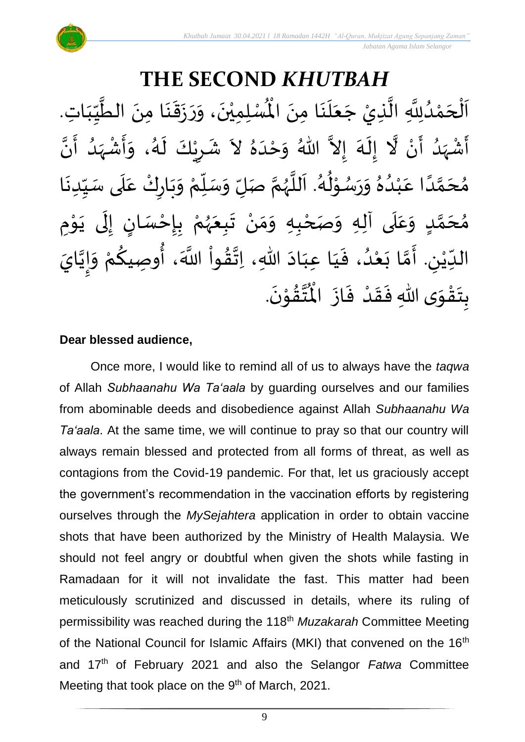# THE SECOND *KHUTBAH*

اَلْحَمْدُلِلَّهِ الَّذِيْ جَعَلَنَا مِنَ الْمُسْلِمِيْنَ، وَرَزَقَنَا مِنَ الطَّيِّبَاتِ. أَشْهَدُ أَنْ لَّا إِلَهَ إِلاَّ اللهُ وَحْدَهُ لاَ شَرِيْكَ لَهُ، وَأَشْهَدُ أَنَّ مُحَمَّدًا عَبْدُهُ وَرَسُوْلُهُ. اَللَّهُمَّ صَلِّ وَسَلِّمْ وَبَارِكْ عَلَى سَيِّدِنَا مُحَمَّدٍ وَعَلَى آلِهِ وَصَحْبِهِ وَمَنْ تَبِعَهُمْ بِإِحْسَانٍ إِلَى يَوْمِ الدِّيْنِ. أَمَّا بَعْدُ، فَيَا عِبَادَ اللهِ، اِتَّقُواْ اللَّهَ، أُوصِيكُمْ وَإِيَّايَ بِتَقْوَى اللهِ فَقَدْ فَازَ الْمُتَّقُوْنَ.

**Dear blessed audience,**

Once more, I would like to remind all of us to always have the *taqwa* of Allah *Subhaanahu Wa Ta'aala* by guarding ourselves and our families from abominable deeds and disobedience against Allah *Subhaanahu Wa Ta'aala*. At the same time, we will continue to pray so that our country will always remain blessed and protected from all forms of threat, as well as contagions from the Covid-19 pandemic. For that, let us graciously accept the government's recommendation in the vaccination efforts by registering ourselves through the *MySejahtera* application in order to obtain vaccine shots that have been authorized by the Ministry of Health Malaysia. We should not feel angry or doubtful when given the shots while fasting in Ramadaan for it will not invalidate the fast. This matter had been meticulously scrutinized and discussed in details, where its ruling of permissibility was reached during the 118th *Muzakarah* Committee Meeting of the National Council for Islamic Affairs (MKI) that convened on the 16th and 17th of February 2021 and also the Selangor *Fatwa* Committee Meeting that took place on the 9th of March, 2021.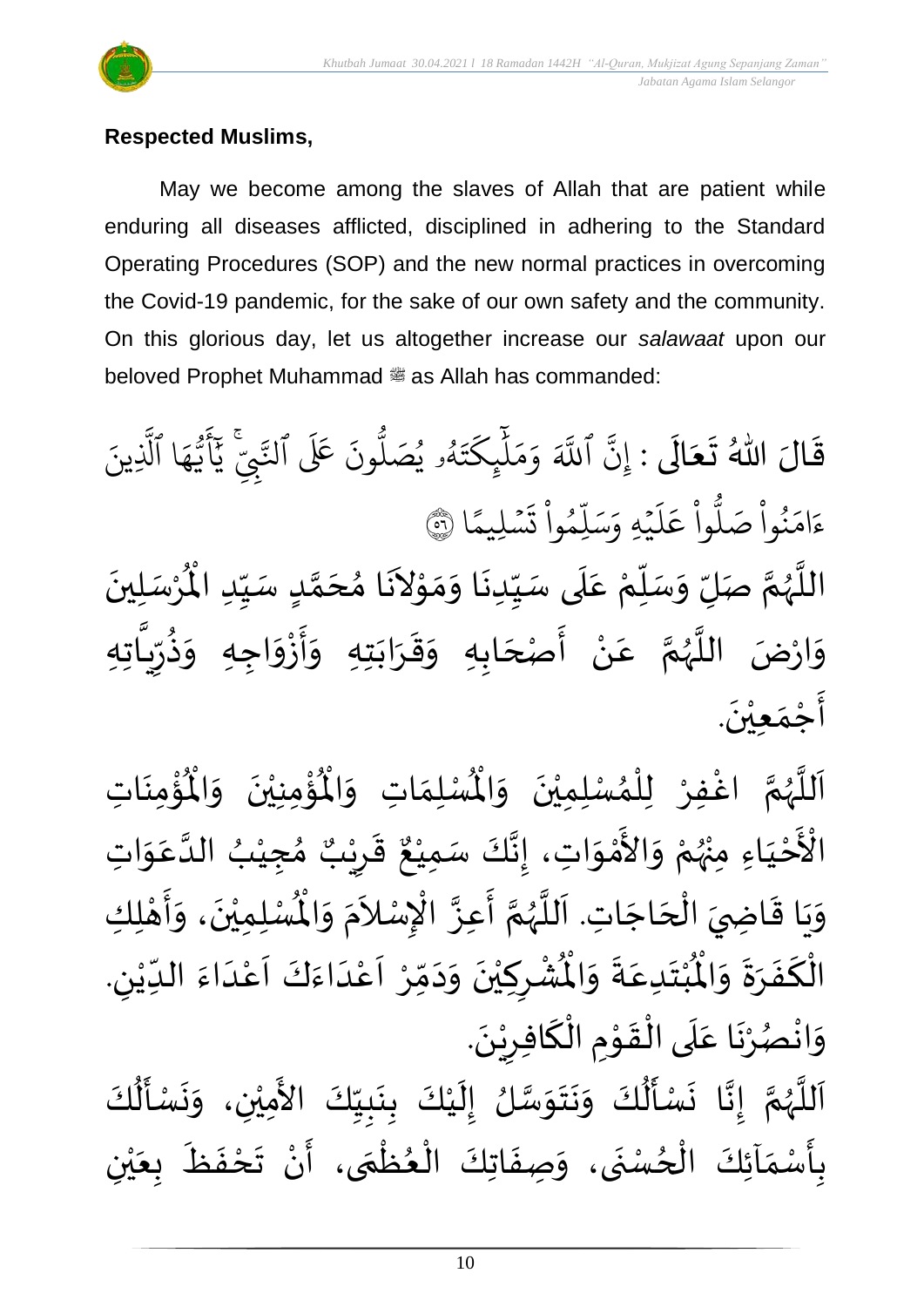**Respected Muslims,**

May we become among the slaves of Allah that are patient while enduring all diseases afflicted, disciplined in adhering to the Standard Operating Procedures (SOP) and the new normal practices in overcoming the Covid-19 pandemic, for the sake of our own safety and the community. On this glorious day, let us altogether increase our *salawaat* upon our beloved Prophet Muhammad ﷺ as Allah has commanded:

قَالَ اللهُ تَعَالَى : إِنَّ ٱللَّهَ وَمَلَٰٓئِكَتَهُۥ يُصَلُّونَ عَلَى ٱلنَّبِيِّۚ يَٰٓأَيُّهَا ٱلَّذِينَ ءَامَنُواْ صَلُّواْ عَلَيۡهِ وَسَلِّمُواْ تَسۡلِيمًا ﴿٥٦﴾

اللَّهُمَّ صَلِّ وَسَلِّمْ عَلَى سَيِّدِنَا وَمَوْلاَنَا مُحَمَّدٍ سَيِّدِ الْمُرْسَلِينَ وَارْضَ اللَّهُمَّ عَنْ أَصْحَابِهِ وَقَرَابَتِهِ وَأَزْوَاجِهِ وَذُرِّيَّاتِهِ أَجْمَعِيْنَ.

اَللَّهُمَّ اغْفِرْ لِلْمُسْلِمِيْنَ وَالْمُسْلِمَاتِ وَالْمُؤْمِنِيْنَ وَالْمُؤْمِنَاتِ الْأَحْيَاءِ مِنْهُمْ وَالأَمْوَاتِ، إِنَّكَ سَمِيْعٌ قَرِيْبٌ مُجِيْبُ الدَّعَوَاتِ وَيَا قَاضِيَ الْحَاجَاتِ. اَللَّهُمَّ أَعِزَّ الْإِسْلاَمَ وَالْمُسْلِمِيْنَ، وَأَهْلِكِ الْكَفَرَةَ وَالْمُبْتَدِعَةَ وَالْمُشْرِكِيْنَ وَدَمِّرْ اَعْدَاءَكَ اَعْدَاءَ الدِّيْنِ. وَانْصُرْنَا عَلَى الْقَوْمِ الْكَافِرِيْنَ.

اَللَّهُمَّ إِنَّا نَسْأَلُكَ وَنَتَوَسَّلُ إِلَيْكَ بِنَبِيِّكَ الأَمِيْنِ، وَنَسْأَلُكَ بِأَسْمَآئِكَ الْحُسْنَى، وَصِفَاتِكَ الْعُظْمَى، أَنْ تَحْفَظَ بِعَيْنِ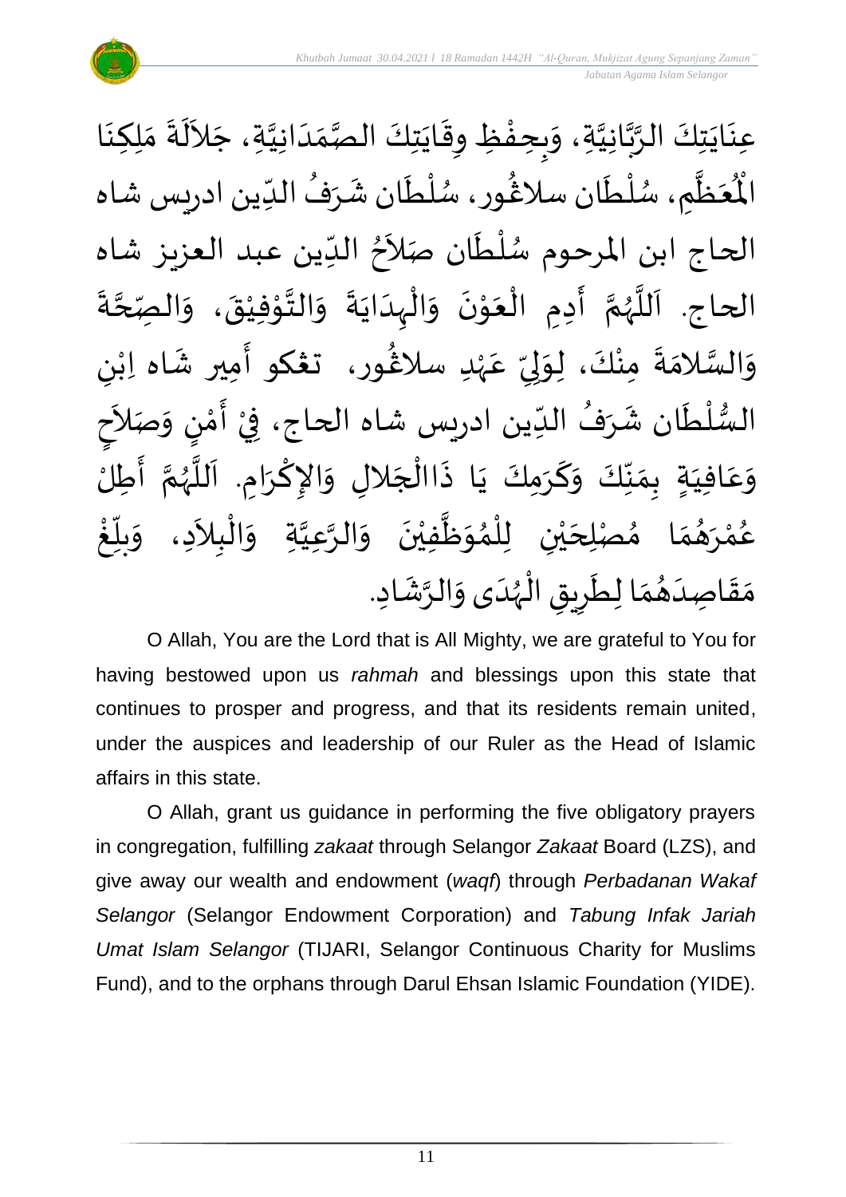عِنَايَتِكَ الرَّبَّانِيَّةِ، وَبِحِفْظِ وِقَايَتِكَ الصَّمَدَانِيَّةِ، جَلاَلَةَ مَلِكِنَا الْمُعَظَّمِ، سُلْطَان سلاڠُور، سُلْطَان شَرَفُ الدِّين ادريس شاه الحاج ابن المرحوم سُلْطَان صَلاَحُ الدِّين عبد العزيز شاه الحاج. اَللَّهُمَّ أَدِمِ الْعَوْنَ وَالْهِدَايَةَ وَالتَّوْفِيْقَ، وَالصِّحَّةَ وَالسَّلاَمَةَ مِنْكَ، لِوَلِيِّ عَهْدِ سلاڠُور، تغكو أَمير شَاه اِبْنِ السُّلْطَان شَرَفُ الدِّين ادريس شاه الحاج، فِيْ أَمْنٍ وَصَلاَحٍ وَعَافِيَةٍ بِمَنِّكَ وَكَرَمِكَ يَا ذَاالْجَلاَلِ وَالإِكْرَامِ. اَللَّهُمَّ أَطِلْ عُمْرَهُمَا مُصْلِحَيْنِ لِلْمُوَظَّفِيْنَ وَالرَّعِيَّةِ وَالْبِلاَدِ، وَبَلِّغْ مَقَاصِدَهُمَا لِطَرِيقِ الْهُدَى وَالرَّشَادِ.

O Allah, You are the Lord that is All Mighty, we are grateful to You for having bestowed upon us *rahmah* and blessings upon this state that continues to prosper and progress, and that its residents remain united, under the auspices and leadership of our Ruler as the Head of Islamic affairs in this state.

O Allah, grant us guidance in performing the five obligatory prayers in congregation, fulfilling *zakaat* through Selangor *Zakaat* Board (LZS), and give away our wealth and endowment (*waqf*) through *Perbadanan Wakaf Selangor* (Selangor Endowment Corporation) and *Tabung Infak Jariah Umat Islam Selangor* (TIJARI, Selangor Continuous Charity for Muslims Fund), and to the orphans through Darul Ehsan Islamic Foundation (YIDE).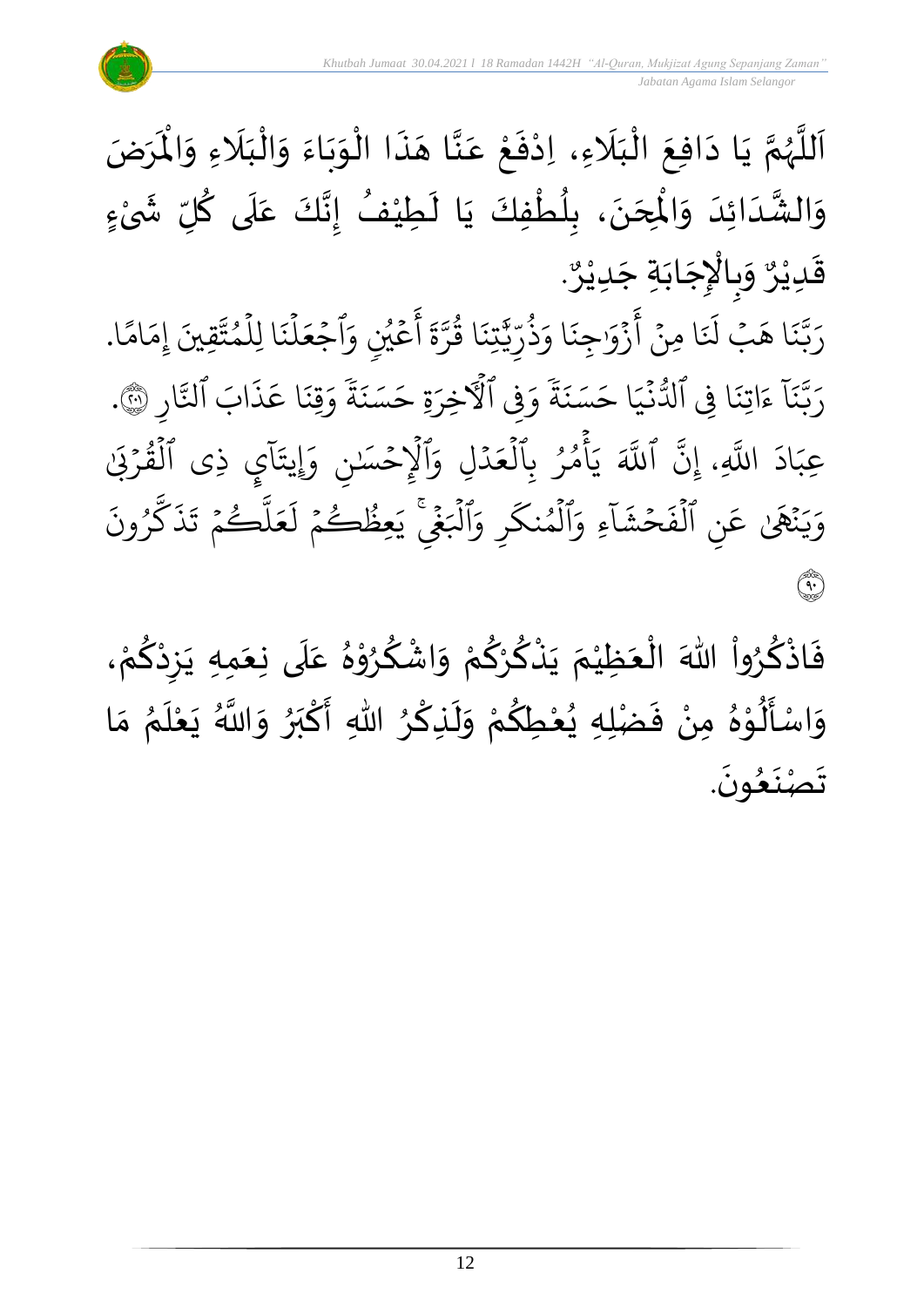اَللَّهُمَّ يَا دَافِعَ الْبَلَاءِ، اِدْفَعْ عَنَّا هَذَا الْوَبَاءَ وَالْبَلَاءِ وَالْمَرَضَ وَالشَّدَائِدَ وَالْمِحَنَ، بِلُطْفِكَ يَا لَطِيْفُ إِنَّكَ عَلَى كُلِّ شَيْءٍ قَدِيْرٌ وَبِالْإِجَابَةِ جَدِيْرٌ.

رَبَّنَا هَبْ لَنَا مِنْ أَزْوَٰجِنَا وَذُرِّيَّٰتِنَا قُرَّةَ أَعْيُنٍ وَٱجْعَلْنَا لِلْمُتَّقِينَ إِمَامًا.

رَبَّنَآ ءَاتِنَا فِى ٱلدُّنْيَا حَسَنَةً وَفِى ٱلْءَاخِرَةِ حَسَنَةً وَقِنَا عَذَابَ ٱلنَّارِ ﴿٢٠١﴾.

عِبَادَ اللَّهِ، إِنَّ ٱللَّهَ يَأْمُرُ بِٱلْعَدْلِ وَٱلْإِحْسَٰنِ وَإِيتَآيِٕ ذِى ٱلْقُرْبَىٰ وَيَنْهَىٰ عَنِ ٱلْفَحْشَآءِ وَٱلْمُنكَرِ وَٱلْبَغْىِ ۚ يَعِظُكُمْ لَعَلَّكُمْ تَذَكَّرُونَ ﴿٩٠﴾

فَاذْكُرُوا اللهَ الْعَظِيْمَ يَذْكُرْكُمْ وَاشْكُرُوْهُ عَلَى نِعَمِهِ يَزِدْكُمْ، وَاسْأَلُوْهُ مِنْ فَضْلِهِ يُعْطِكُمْ وَلَذِكْرُ اللهِ أَكْبَرُ وَاللَّهُ يَعْلَمُ مَا تَصْنَعُونَ.